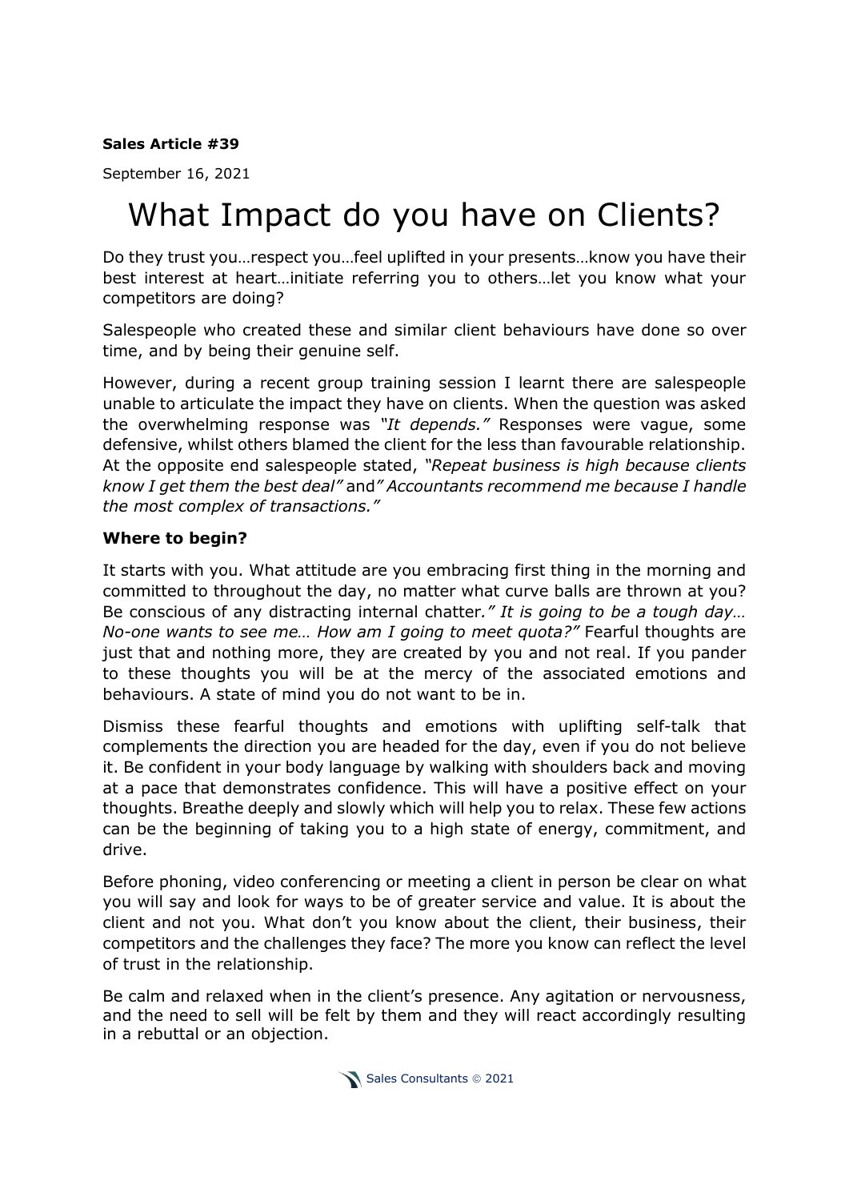**Sales Article #39**

September 16, 2021

# What Impact do you have on Clients?

Do they trust you…respect you…feel uplifted in your presents…know you have their best interest at heart…initiate referring you to others…let you know what your competitors are doing?

Salespeople who created these and similar client behaviours have done so over time, and by being their genuine self.

However, during a recent group training session I learnt there are salespeople unable to articulate the impact they have on clients. When the question was asked the overwhelming response was *"It depends."* Responses were vague, some defensive, whilst others blamed the client for the less than favourable relationship. At the opposite end salespeople stated, *"Repeat business is high because clients know I get them the best deal"* and *" Accountants recommend me because I handle the most complex of transactions."*

**Where to begin?**

It starts with you. What attitude are you embracing first thing in the morning and committed to throughout the day, no matter what curve balls are thrown at you? Be conscious of any distracting internal chatter. *" It is going to be a tough day… No-one wants to see me… How am I going to meet quota?"* Fearful thoughts are just that and nothing more, they are created by you and not real. If you pander to these thoughts you will be at the mercy of the associated emotions and behaviours. A state of mind you do not want to be in.

Dismiss these fearful thoughts and emotions with uplifting self-talk that complements the direction you are headed for the day, even if you do not believe it. Be confident in your body language by walking with shoulders back and moving at a pace that demonstrates confidence. This will have a positive effect on your thoughts. Breathe deeply and slowly which will help you to relax. These few actions can be the beginning of taking you to a high state of energy, commitment, and drive.

Before phoning, video conferencing or meeting a client in person be clear on what you will say and look for ways to be of greater service and value. It is about the client and not you. What don't you know about the client, their business, their competitors and the challenges they face? The more you know can reflect the level of trust in the relationship.

Be calm and relaxed when in the client's presence. Any agitation or nervousness, and the need to sell will be felt by them and they will react accordingly resulting in a rebuttal or an objection.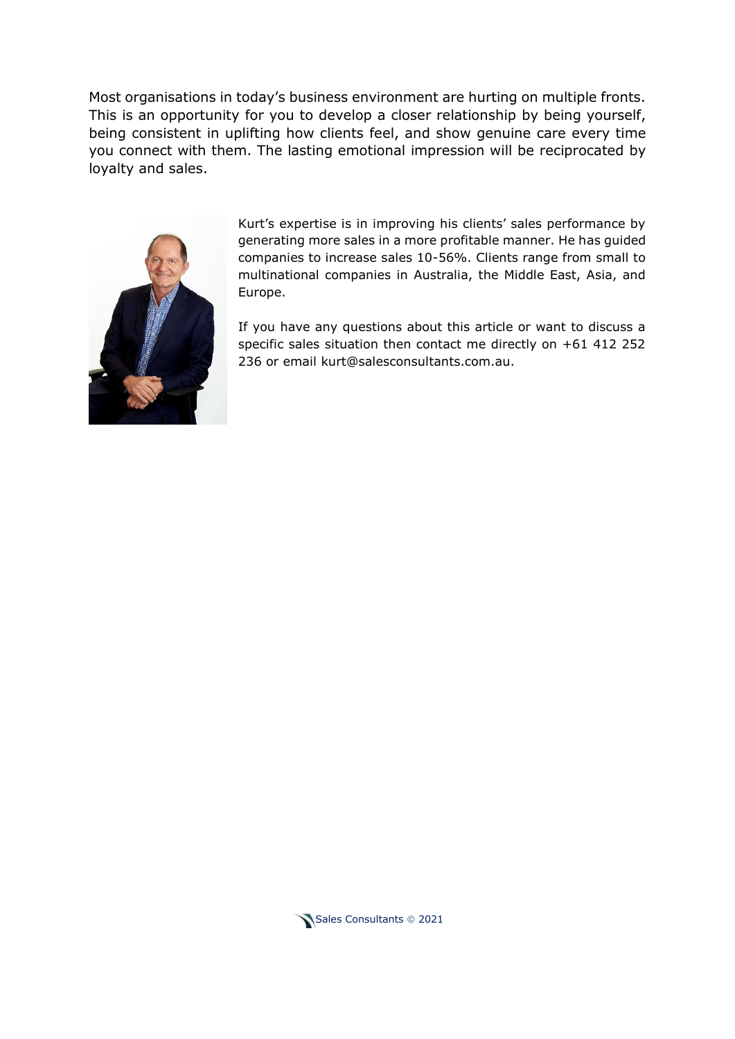Most organisations in today's business environment are hurting on multiple fronts. This is an opportunity for you to develop a closer relationship by being yourself, being consistent in uplifting how clients feel, and show genuine care every time you connect with them. The lasting emotional impression will be reciprocated by loyalty and sales.

Kurt's expertise is in improving his clients' sales performance by generating more sales in a more profitable manner. He has guided companies to increase sales 10-56%. Clients range from small to multinational companies in Australia, the Middle East, Asia, and Europe.

If you have any questions about this article or want to discuss a specific sales situation then contact me directly on +61 412 252 236 or email kurt@salesconsultants.com.au.